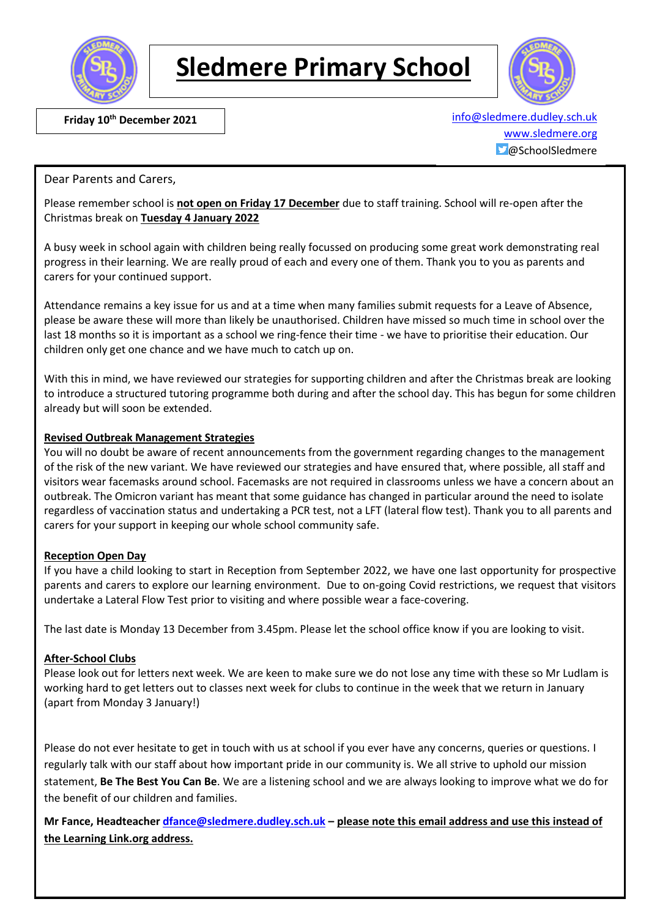# Sledmere Primary School

**Friday 10th December 2021**

info@sledmere.dudley.sch.uk
www.sledmere.org
@SchoolSledmere

Dear Parents and Carers,

Please remember school is **not open on Friday 17 December** due to staff training. School will re-open after the Christmas break on **Tuesday 4 January 2022**

A busy week in school again with children being really focussed on producing some great work demonstrating real progress in their learning. We are really proud of each and every one of them. Thank you to you as parents and carers for your continued support.

Attendance remains a key issue for us and at a time when many families submit requests for a Leave of Absence, please be aware these will more than likely be unauthorised. Children have missed so much time in school over the last 18 months so it is important as a school we ring-fence their time - we have to prioritise their education. Our children only get one chance and we have much to catch up on.

With this in mind, we have reviewed our strategies for supporting children and after the Christmas break are looking to introduce a structured tutoring programme both during and after the school day. This has begun for some children already but will soon be extended.

**Revised Outbreak Management Strategies**

You will no doubt be aware of recent announcements from the government regarding changes to the management of the risk of the new variant. We have reviewed our strategies and have ensured that, where possible, all staff and visitors wear facemasks around school. Facemasks are not required in classrooms unless we have a concern about an outbreak. The Omicron variant has meant that some guidance has changed in particular around the need to isolate regardless of vaccination status and undertaking a PCR test, not a LFT (lateral flow test). Thank you to all parents and carers for your support in keeping our whole school community safe.

**Reception Open Day**

If you have a child looking to start in Reception from September 2022, we have one last opportunity for prospective parents and carers to explore our learning environment. Due to on-going Covid restrictions, we request that visitors undertake a Lateral Flow Test prior to visiting and where possible wear a face-covering.

The last date is Monday 13 December from 3.45pm. Please let the school office know if you are looking to visit.

**After-School Clubs**

Please look out for letters next week. We are keen to make sure we do not lose any time with these so Mr Ludlam is working hard to get letters out to classes next week for clubs to continue in the week that we return in January (apart from Monday 3 January!)

Please do not ever hesitate to get in touch with us at school if you ever have any concerns, queries or questions. I regularly talk with our staff about how important pride in our community is. We all strive to uphold our mission statement, **Be The Best You Can Be**. We are a listening school and we are always looking to improve what we do for the benefit of our children and families.

**Mr Fance, Headteacher dfance@sledmere.dudley.sch.uk – please note this email address and use this instead of the Learning Link.org address.**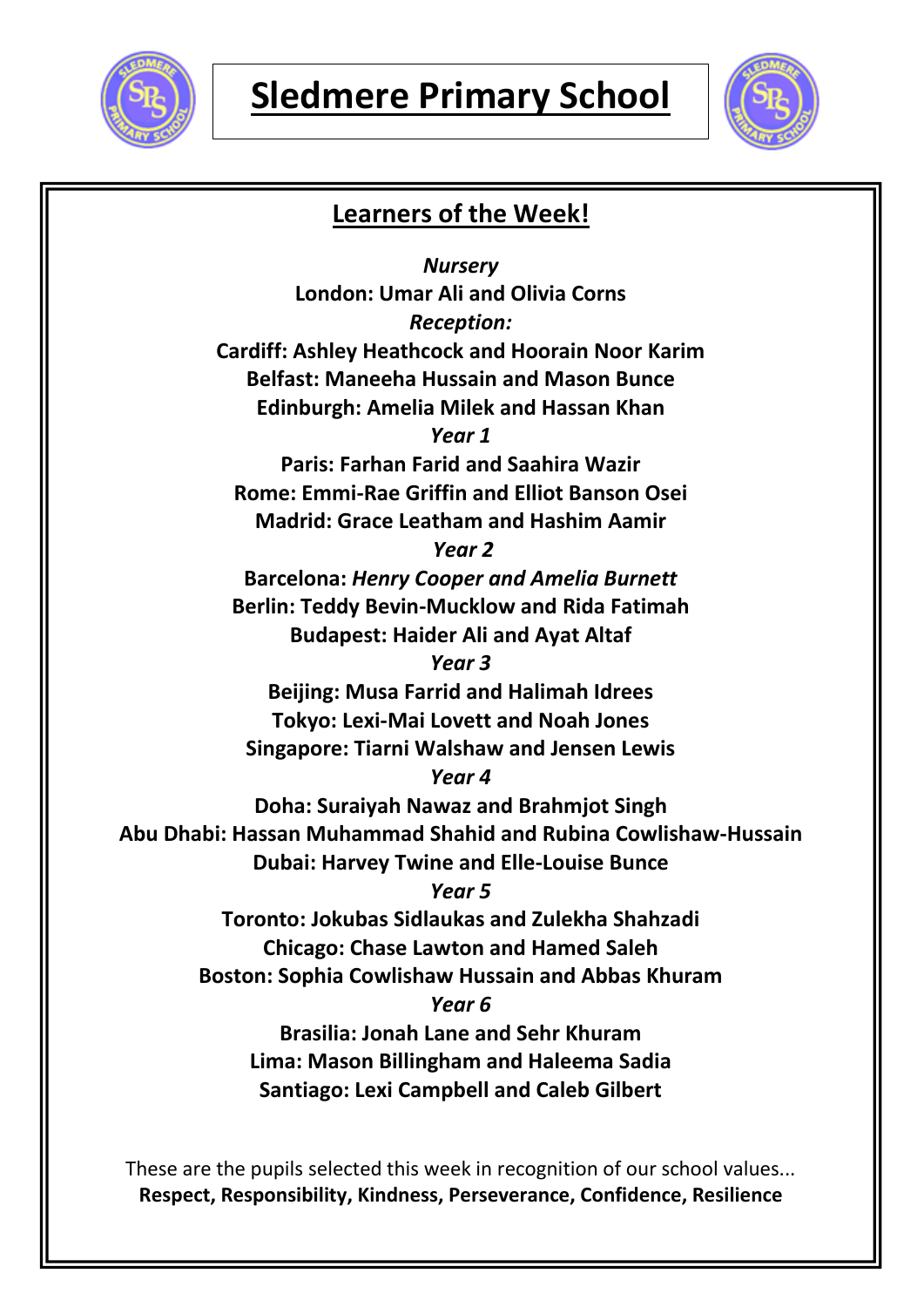# Sledmere Primary School

## Learners of the Week!

*Nursery*

**London: Umar Ali and Olivia Corns**

*Reception:*

**Cardiff: Ashley Heathcock and Hoorain Noor Karim**

**Belfast: Maneeha Hussain and Mason Bunce**

**Edinburgh: Amelia Milek and Hassan Khan**

*Year 1*

**Paris: Farhan Farid and Saahira Wazir**

**Rome: Emmi-Rae Griffin and Elliot Banson Osei**

**Madrid: Grace Leatham and Hashim Aamir**

*Year 2*

**Barcelona: *Henry Cooper and Amelia Burnett***

**Berlin: Teddy Bevin-Mucklow and Rida Fatimah**

**Budapest: Haider Ali and Ayat Altaf**

*Year 3*

**Beijing: Musa Farrid and Halimah Idrees**

**Tokyo: Lexi-Mai Lovett and Noah Jones**

**Singapore: Tiarni Walshaw and Jensen Lewis**

*Year 4*

**Doha: Suraiyah Nawaz and Brahmjot Singh**

**Abu Dhabi: Hassan Muhammad Shahid and Rubina Cowlishaw-Hussain**

**Dubai: Harvey Twine and Elle-Louise Bunce**

*Year 5*

**Toronto: Jokubas Sidlaukas and Zulekha Shahzadi**

**Chicago: Chase Lawton and Hamed Saleh**

**Boston: Sophia Cowlishaw Hussain and Abbas Khuram**

*Year 6*

**Brasilia: Jonah Lane and Sehr Khuram**

**Lima: Mason Billingham and Haleema Sadia**

**Santiago: Lexi Campbell and Caleb Gilbert**

These are the pupils selected this week in recognition of our school values...
**Respect, Responsibility, Kindness, Perseverance, Confidence, Resilience**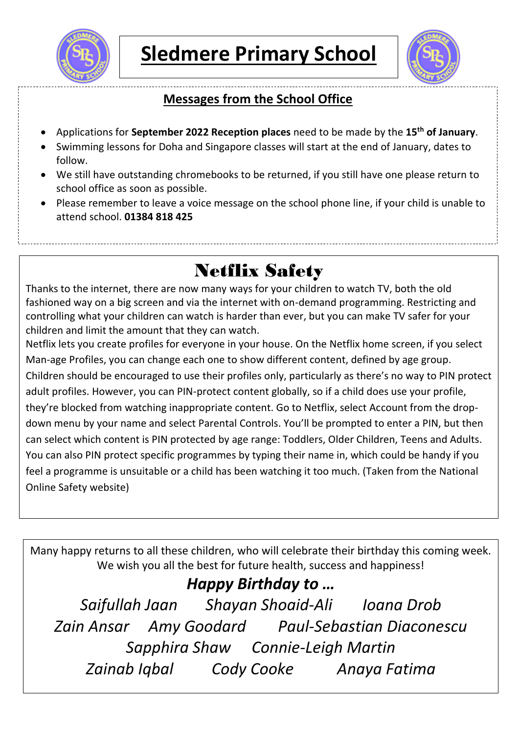# Sledmere Primary School

## Messages from the School Office

- Applications for **September 2022 Reception places** need to be made by the **15th of January**.
- Swimming lessons for Doha and Singapore classes will start at the end of January, dates to follow.
- We still have outstanding chromebooks to be returned, if you still have one please return to school office as soon as possible.
- Please remember to leave a voice message on the school phone line, if your child is unable to attend school. **01384 818 425**

## Netflix Safety

Thanks to the internet, there are now many ways for your children to watch TV, both the old fashioned way on a big screen and via the internet with on-demand programming. Restricting and controlling what your children can watch is harder than ever, but you can make TV safer for your children and limit the amount that they can watch.

Netflix lets you create profiles for everyone in your house. On the Netflix home screen, if you select Man-age Profiles, you can change each one to show different content, defined by age group. Children should be encouraged to use their profiles only, particularly as there's no way to PIN protect adult profiles. However, you can PIN-protect content globally, so if a child does use your profile, they're blocked from watching inappropriate content. Go to Netflix, select Account from the drop-down menu by your name and select Parental Controls. You'll be prompted to enter a PIN, but then can select which content is PIN protected by age range: Toddlers, Older Children, Teens and Adults. You can also PIN protect specific programmes by typing their name in, which could be handy if you feel a programme is unsuitable or a child has been watching it too much. (Taken from the National Online Safety website)

Many happy returns to all these children, who will celebrate their birthday this coming week. We wish you all the best for future health, success and happiness!

### ***Happy Birthday to …***

*Saifullah Jaan Shayan Shoaid-Ali Ioana Drob*

*Zain Ansar Amy Goodard Paul-Sebastian Diaconescu*

*Sapphira Shaw Connie-Leigh Martin*

*Zainab Iqbal Cody Cooke Anaya Fatima*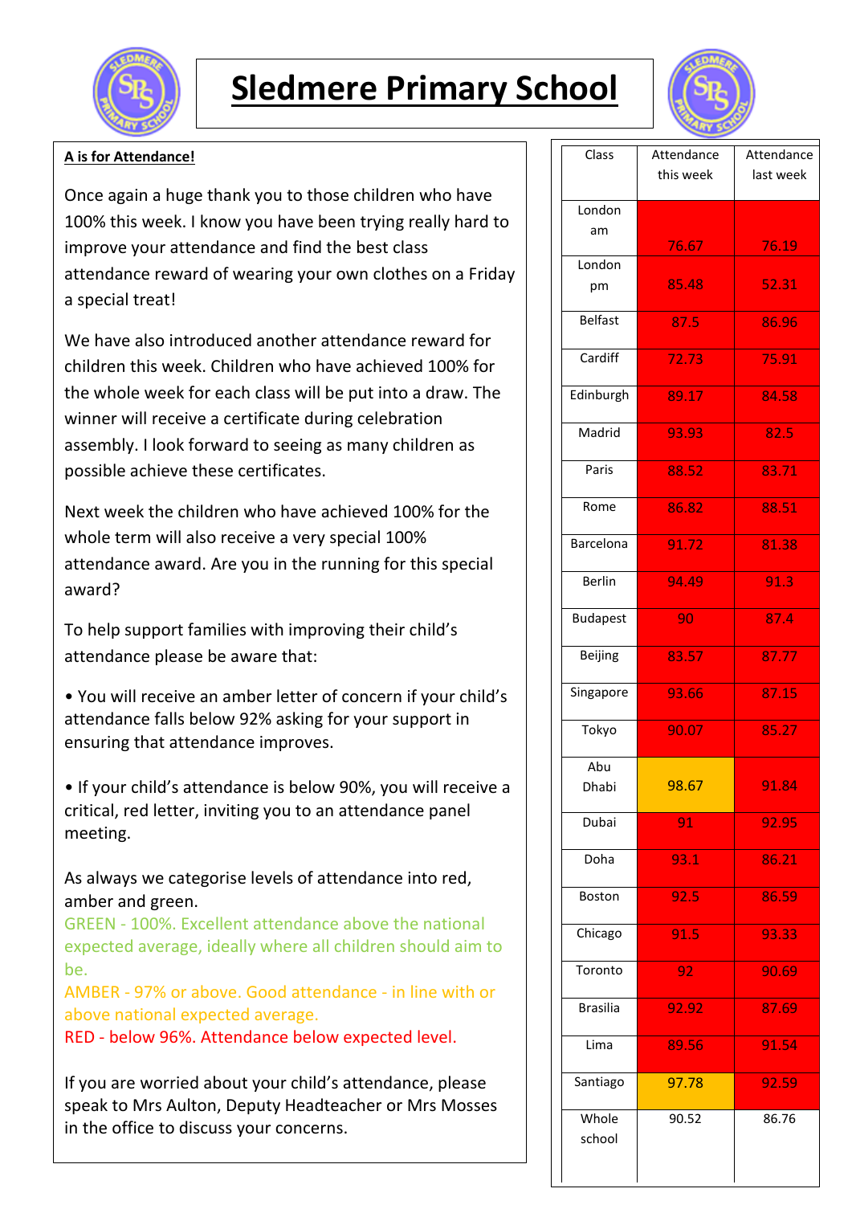# Sledmere Primary School

**A is for Attendance!**

Once again a huge thank you to those children who have 100% this week. I know you have been trying really hard to improve your attendance and find the best class attendance reward of wearing your own clothes on a Friday a special treat!

We have also introduced another attendance reward for children this week. Children who have achieved 100% for the whole week for each class will be put into a draw. The winner will receive a certificate during celebration assembly. I look forward to seeing as many children as possible achieve these certificates.

Next week the children who have achieved 100% for the whole term will also receive a very special 100% attendance award. Are you in the running for this special award?

To help support families with improving their child's attendance please be aware that:

• You will receive an amber letter of concern if your child's attendance falls below 92% asking for your support in ensuring that attendance improves.

• If your child's attendance is below 90%, you will receive a critical, red letter, inviting you to an attendance panel meeting.

As always we categorise levels of attendance into red, amber and green.

GREEN - 100%. Excellent attendance above the national expected average, ideally where all children should aim to be.

AMBER - 97% or above. Good attendance - in line with or above national expected average.

RED - below 96%. Attendance below expected level.

If you are worried about your child's attendance, please speak to Mrs Aulton, Deputy Headteacher or Mrs Mosses in the office to discuss your concerns.

| Class | Attendance this week | Attendance last week |
|---|---|---|
| London am | 76.67 | 76.19 |
| London pm | 85.48 | 52.31 |
| Belfast | 87.5 | 86.96 |
| Cardiff | 72.73 | 75.91 |
| Edinburgh | 89.17 | 84.58 |
| Madrid | 93.93 | 82.5 |
| Paris | 88.52 | 83.71 |
| Rome | 86.82 | 88.51 |
| Barcelona | 91.72 | 81.38 |
| Berlin | 94.49 | 91.3 |
| Budapest | 90 | 87.4 |
| Beijing | 83.57 | 87.77 |
| Singapore | 93.66 | 87.15 |
| Tokyo | 90.07 | 85.27 |
| Abu Dhabi | 98.67 | 91.84 |
| Dubai | 91 | 92.95 |
| Doha | 93.1 | 86.21 |
| Boston | 92.5 | 86.59 |
| Chicago | 91.5 | 93.33 |
| Toronto | 92 | 90.69 |
| Brasilia | 92.92 | 87.69 |
| Lima | 89.56 | 91.54 |
| Santiago | 97.78 | 92.59 |
| Whole school | 90.52 | 86.76 |